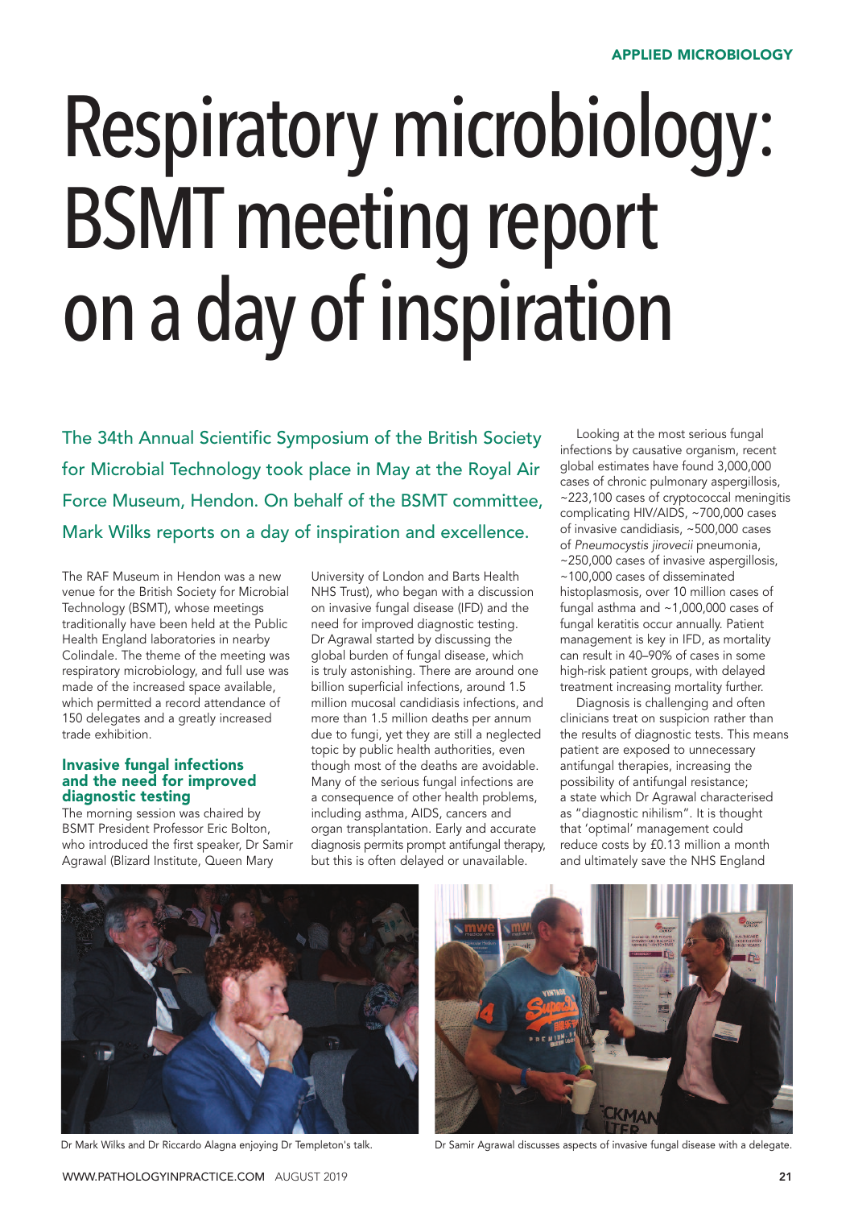# Respiratory microbiology: BSMT meeting report on a day of inspiration

The 34th Annual Scientific Symposium of the British Society for Microbial Technology took place in May at the Royal Air Force Museum, Hendon. On behalf of the BSMT committee, Mark Wilks reports on a day of inspiration and excellence.

The RAF Museum in Hendon was a new venue for the British Society for Microbial Technology (BSMT), whose meetings traditionally have been held at the Public Health England laboratories in nearby Colindale. The theme of the meeting was respiratory microbiology, and full use was made of the increased space available, which permitted a record attendance of 150 delegates and a greatly increased trade exhibition.

### Invasive fungal infections and the need for improved diagnostic testing

The morning session was chaired by BSMT President Professor Eric Bolton, who introduced the first speaker, Dr Samir Agrawal (Blizard Institute, Queen Mary University of London and Barts Health NHS Trust), who began with a discussion on invasive fungal disease (IFD) and the need for improved diagnostic testing. Dr Agrawal started by discussing the global burden of fungal disease, which is truly astonishing. There are around one billion superficial infections, around 1.5 million mucosal candidiasis infections, and more than 1.5 million deaths per annum due to fungi, yet they are still a neglected topic by public health authorities, even though most of the deaths are avoidable. Many of the serious fungal infections are a consequence of other health problems, including asthma, AIDS, cancers and organ transplantation. Early and accurate diagnosis permits prompt antifungal therapy, but this is often delayed or unavailable.

Looking at the most serious fungal infections by causative organism, recent global estimates have found 3,000,000 cases of chronic pulmonary aspergillosis, ~223,100 cases of cryptococcal meningitis complicating HIV/AIDS, ~700,000 cases of invasive candidiasis, ~500,000 cases of *Pneumocystis jirovecii* pneumonia, ~250,000 cases of invasive aspergillosis, ~100,000 cases of disseminated histoplasmosis, over 10 million cases of fungal asthma and ~1,000,000 cases of fungal keratitis occur annually. Patient management is key in IFD, as mortality can result in 40–90% of cases in some high-risk patient groups, with delayed treatment increasing mortality further.

Diagnosis is challenging and often clinicians treat on suspicion rather than the results of diagnostic tests. This means patient are exposed to unnecessary antifungal therapies, increasing the possibility of antifungal resistance; a state which Dr Agrawal characterised as "diagnostic nihilism". It is thought that 'optimal' management could reduce costs by £0.13 million a month and ultimately save the NHS England

Dr Mark Wilks and Dr Riccardo Alagna enjoying Dr Templeton's talk.

Dr Samir Agrawal discusses aspects of invasive fungal disease with a delegate.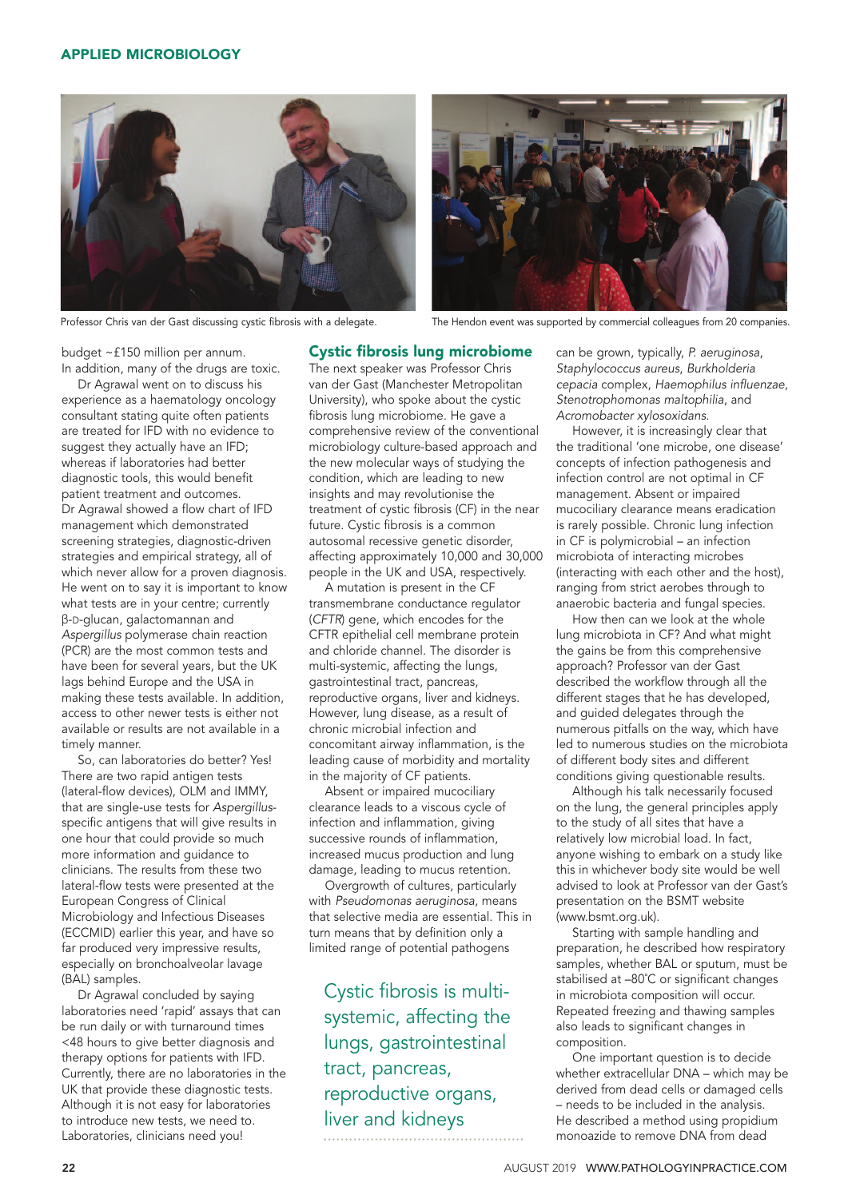Professor Chris van der Gast discussing cystic fibrosis with a delegate.

The Hendon event was supported by commercial colleagues from 20 companies.

budget ~£150 million per annum. In addition, many of the drugs are toxic.

Dr Agrawal went on to discuss his experience as a haematology oncology consultant stating quite often patients are treated for IFD with no evidence to suggest they actually have an IFD; whereas if laboratories had better diagnostic tools, this would benefit patient treatment and outcomes. Dr Agrawal showed a flow chart of IFD management which demonstrated screening strategies, diagnostic-driven strategies and empirical strategy, all of which never allow for a proven diagnosis. He went on to say it is important to know what tests are in your centre; currently β-D-glucan, galactomannan and *Aspergillus* polymerase chain reaction (PCR) are the most common tests and have been for several years, but the UK lags behind Europe and the USA in making these tests available. In addition, access to other newer tests is either not available or results are not available in a timely manner.

So, can laboratories do better? Yes! There are two rapid antigen tests (lateral-flow devices), OLM and IMMY, that are single-use tests for *Aspergillus*-specific antigens that will give results in one hour that could provide so much more information and guidance to clinicians. The results from these two lateral-flow tests were presented at the European Congress of Clinical Microbiology and Infectious Diseases (ECCMID) earlier this year, and have so far produced very impressive results, especially on bronchoalveolar lavage (BAL) samples.

Dr Agrawal concluded by saying laboratories need 'rapid' assays that can be run daily or with turnaround times <48 hours to give better diagnosis and therapy options for patients with IFD. Currently, there are no laboratories in the UK that provide these diagnostic tests. Although it is not easy for laboratories to introduce new tests, we need to. Laboratories, clinicians need you!

## Cystic fibrosis lung microbiome

The next speaker was Professor Chris van der Gast (Manchester Metropolitan University), who spoke about the cystic fibrosis lung microbiome. He gave a comprehensive review of the conventional microbiology culture-based approach and the new molecular ways of studying the condition, which are leading to new insights and may revolutionise the treatment of cystic fibrosis (CF) in the near future. Cystic fibrosis is a common autosomal recessive genetic disorder, affecting approximately 10,000 and 30,000 people in the UK and USA, respectively.

A mutation is present in the CF transmembrane conductance regulator (*CFTR*) gene, which encodes for the CFTR epithelial cell membrane protein and chloride channel. The disorder is multi-systemic, affecting the lungs, gastrointestinal tract, pancreas, reproductive organs, liver and kidneys. However, lung disease, as a result of chronic microbial infection and concomitant airway inflammation, is the leading cause of morbidity and mortality in the majority of CF patients.

Absent or impaired mucociliary clearance leads to a viscous cycle of infection and inflammation, giving successive rounds of inflammation, increased mucus production and lung damage, leading to mucus retention.

Overgrowth of cultures, particularly with *Pseudomonas aeruginosa*, means that selective media are essential. This in turn means that by definition only a limited range of potential pathogens can be grown, typically, *P. aeruginosa*, *Staphylococcus aureus*, *Burkholderia cepacia* complex, *Haemophilus influenzae*, *Stenotrophomonas maltophilia*, and *Acromobacter xylosoxidans*.

> Cystic fibrosis is multi-systemic, affecting the lungs, gastrointestinal tract, pancreas, reproductive organs, liver and kidneys

However, it is increasingly clear that the traditional 'one microbe, one disease' concepts of infection pathogenesis and infection control are not optimal in CF management. Absent or impaired mucociliary clearance means eradication is rarely possible. Chronic lung infection in CF is polymicrobial – an infection microbiota of interacting microbes (interacting with each other and the host), ranging from strict aerobes through to anaerobic bacteria and fungal species.

How then can we look at the whole lung microbiota in CF? And what might the gains be from this comprehensive approach? Professor van der Gast described the workflow through all the different stages that he has developed, and guided delegates through the numerous pitfalls on the way, which have led to numerous studies on the microbiota of different body sites and different conditions giving questionable results.

Although his talk necessarily focused on the lung, the general principles apply to the study of all sites that have a relatively low microbial load. In fact, anyone wishing to embark on a study like this in whichever body site would be well advised to look at Professor van der Gast's presentation on the BSMT website (www.bsmt.org.uk).

Starting with sample handling and preparation, he described how respiratory samples, whether BAL or sputum, must be stabilised at –80°C or significant changes in microbiota composition will occur. Repeated freezing and thawing samples also leads to significant changes in composition.

One important question is to decide whether extracellular DNA – which may be derived from dead cells or damaged cells – needs to be included in the analysis. He described a method using propidium monoazide to remove DNA from dead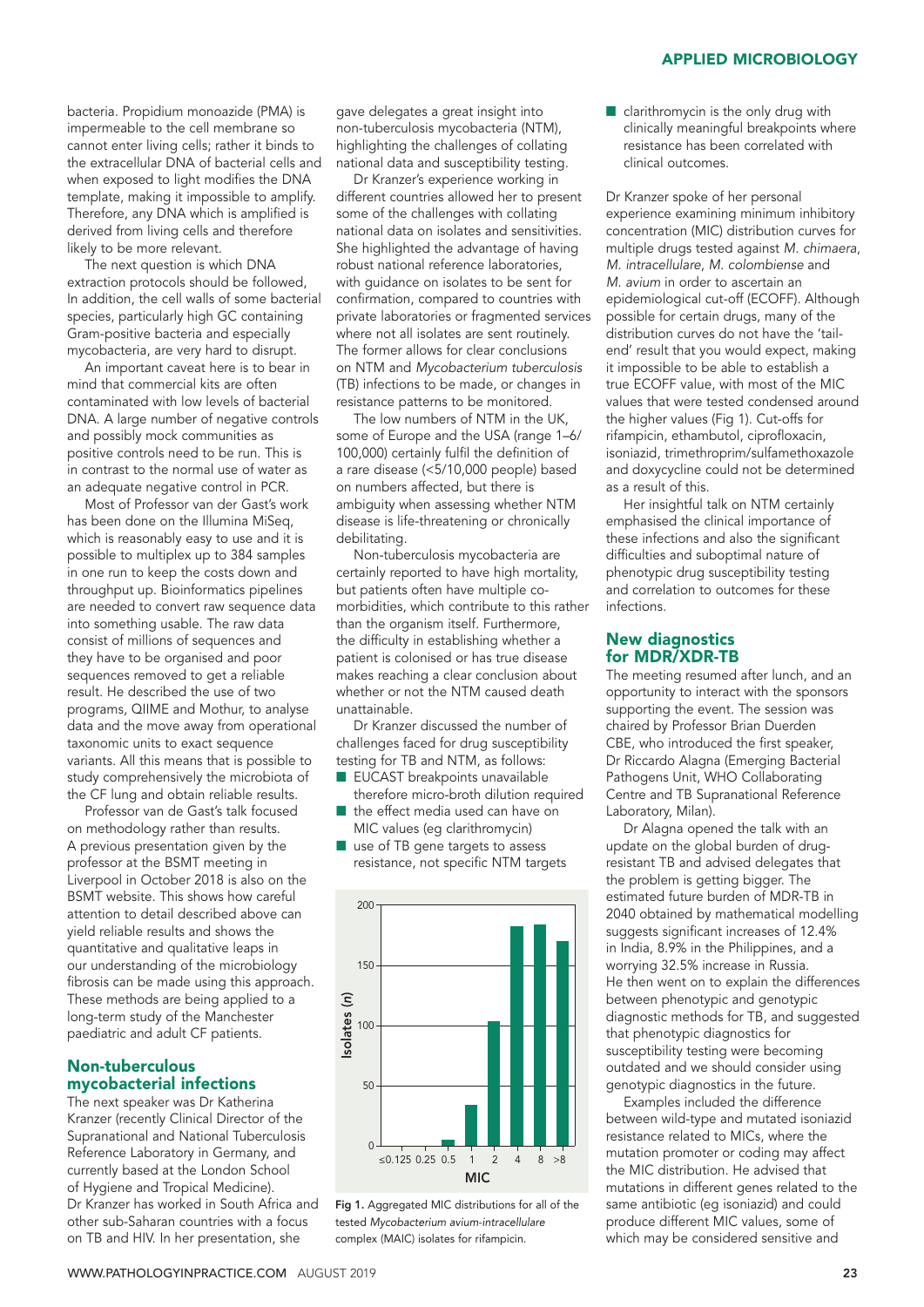bacteria. Propidium monoazide (PMA) is impermeable to the cell membrane so cannot enter living cells; rather it binds to the extracellular DNA of bacterial cells and when exposed to light modifies the DNA template, making it impossible to amplify. Therefore, any DNA which is amplified is derived from living cells and therefore likely to be more relevant.

The next question is which DNA extraction protocols should be followed, In addition, the cell walls of some bacterial species, particularly high GC containing Gram-positive bacteria and especially mycobacteria, are very hard to disrupt.

An important caveat here is to bear in mind that commercial kits are often contaminated with low levels of bacterial DNA. A large number of negative controls and possibly mock communities as positive controls need to be run. This is in contrast to the normal use of water as an adequate negative control in PCR.

Most of Professor van der Gast's work has been done on the Illumina MiSeq, which is reasonably easy to use and it is possible to multiplex up to 384 samples in one run to keep the costs down and throughput up. Bioinformatics pipelines are needed to convert raw sequence data into something usable. The raw data consist of millions of sequences and they have to be organised and poor sequences removed to get a reliable result. He described the use of two programs, QIIME and Mothur, to analyse data and the move away from operational taxonomic units to exact sequence variants. All this means that is possible to study comprehensively the microbiota of the CF lung and obtain reliable results.

Professor van de Gast's talk focused on methodology rather than results. A previous presentation given by the professor at the BSMT meeting in Liverpool in October 2018 is also on the BSMT website. This shows how careful attention to detail described above can yield reliable results and shows the quantitative and qualitative leaps in our understanding of the microbiology fibrosis can be made using this approach. These methods are being applied to a long-term study of the Manchester paediatric and adult CF patients.

## Non-tuberculous mycobacterial infections

The next speaker was Dr Katherina Kranzer (recently Clinical Director of the Supranational and National Tuberculosis Reference Laboratory in Germany, and currently based at the London School of Hygiene and Tropical Medicine). Dr Kranzer has worked in South Africa and other sub-Saharan countries with a focus on TB and HIV. In her presentation, she gave delegates a great insight into non-tuberculosis mycobacteria (NTM), highlighting the challenges of collating national data and susceptibility testing.

Dr Kranzer's experience working in different countries allowed her to present some of the challenges with collating national data on isolates and sensitivities. She highlighted the advantage of having robust national reference laboratories, with guidance on isolates to be sent for confirmation, compared to countries with private laboratories or fragmented services where not all isolates are sent routinely. The former allows for clear conclusions on NTM and *Mycobacterium tuberculosis* (TB) infections to be made, or changes in resistance patterns to be monitored.

The low numbers of NTM in the UK, some of Europe and the USA (range 1–6/100,000) certainly fulfil the definition of a rare disease (<5/10,000 people) based on numbers affected, but there is ambiguity when assessing whether NTM disease is life-threatening or chronically debilitating.

Non-tuberculosis mycobacteria are certainly reported to have high mortality, but patients often have multiple co-morbidities, which contribute to this rather than the organism itself. Furthermore, the difficulty in establishing whether a patient is colonised or has true disease makes reaching a clear conclusion about whether or not the NTM caused death unattainable.

Dr Kranzer discussed the number of challenges faced for drug susceptibility testing for TB and NTM, as follows:

- EUCAST breakpoints unavailable therefore micro-broth dilution required
- the effect media used can have on MIC values (eg clarithromycin)
- use of TB gene targets to assess resistance, not specific NTM targets
- clarithromycin is the only drug with clinically meaningful breakpoints where resistance has been correlated with clinical outcomes.

| MIC | ≤0.125 | 0.25 | 0.5 | 1 | 2 | 4 | 8 | >8 |
|---|---|---|---|---|---|---|---|---|
| Isolates (n) | 0 | 0 | 5 | 34 | 104 | 182 | 183 | 170 |

Fig 1. Aggregated MIC distributions for all of the tested *Mycobacterium avium-intracellulare* complex (MAIC) isolates for rifampicin.

Dr Kranzer spoke of her personal experience examining minimum inhibitory concentration (MIC) distribution curves for multiple drugs tested against *M. chimaera*, *M. intracellulare*, *M. colombiense* and *M. avium* in order to ascertain an epidemiological cut-off (ECOFF). Although possible for certain drugs, many of the distribution curves do not have the 'tail-end' result that you would expect, making it impossible to be able to establish a true ECOFF value, with most of the MIC values that were tested condensed around the higher values (Fig 1). Cut-offs for rifampicin, ethambutol, ciprofloxacin, isoniazid, trimethroprim/sulfamethoxazole and doxycycline could not be determined as a result of this.

Her insightful talk on NTM certainly emphasised the clinical importance of these infections and also the significant difficulties and suboptimal nature of phenotypic drug susceptibility testing and correlation to outcomes for these infections.

## New diagnostics for MDR/XDR-TB

The meeting resumed after lunch, and an opportunity to interact with the sponsors supporting the event. The session was chaired by Professor Brian Duerden CBE, who introduced the first speaker, Dr Riccardo Alagna (Emerging Bacterial Pathogens Unit, WHO Collaborating Centre and TB Supranational Reference Laboratory, Milan).

Dr Alagna opened the talk with an update on the global burden of drug-resistant TB and advised delegates that the problem is getting bigger. The estimated future burden of MDR-TB in 2040 obtained by mathematical modelling suggests significant increases of 12.4% in India, 8.9% in the Philippines, and a worrying 32.5% increase in Russia. He then went on to explain the differences between phenotypic and genotypic diagnostic methods for TB, and suggested that phenotypic diagnostics for susceptibility testing were becoming outdated and we should consider using genotypic diagnostics in the future.

Examples included the difference between wild-type and mutated isoniazid resistance related to MICs, where the mutation promoter or coding may affect the MIC distribution. He advised that mutations in different genes related to the same antibiotic (eg isoniazid) and could produce different MIC values, some of which may be considered sensitive and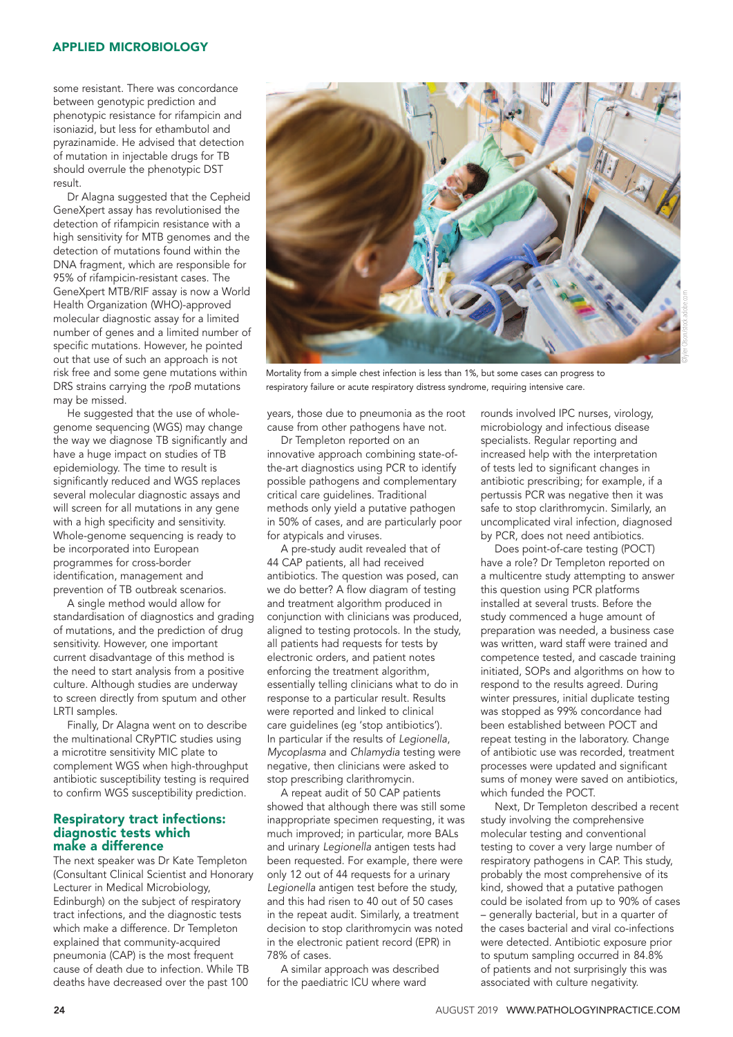some resistant. There was concordance between genotypic prediction and phenotypic resistance for rifampicin and isoniazid, but less for ethambutol and pyrazinamide. He advised that detection of mutation in injectable drugs for TB should overrule the phenotypic DST result.

Dr Alagna suggested that the Cepheid GeneXpert assay has revolutionised the detection of rifampicin resistance with a high sensitivity for MTB genomes and the detection of mutations found within the DNA fragment, which are responsible for 95% of rifampicin-resistant cases. The GeneXpert MTB/RIF assay is now a World Health Organization (WHO)-approved molecular diagnostic assay for a limited number of genes and a limited number of specific mutations. However, he pointed out that use of such an approach is not risk free and some gene mutations within DRS strains carrying the *rpoB* mutations may be missed.

He suggested that the use of whole-genome sequencing (WGS) may change the way we diagnose TB significantly and have a huge impact on studies of TB epidemiology. The time to result is significantly reduced and WGS replaces several molecular diagnostic assays and will screen for all mutations in any gene with a high specificity and sensitivity. Whole-genome sequencing is ready to be incorporated into European programmes for cross-border identification, management and prevention of TB outbreak scenarios.

A single method would allow for standardisation of diagnostics and grading of mutations, and the prediction of drug sensitivity. However, one important current disadvantage of this method is the need to start analysis from a positive culture. Although studies are underway to screen directly from sputum and other LRTI samples.

Finally, Dr Alagna went on to describe the multinational CRyPTIC studies using a microtitre sensitivity MIC plate to complement WGS when high-throughput antibiotic susceptibility testing is required to confirm WGS susceptibility prediction.

## Respiratory tract infections: diagnostic tests which make a difference

The next speaker was Dr Kate Templeton (Consultant Clinical Scientist and Honorary Lecturer in Medical Microbiology, Edinburgh) on the subject of respiratory tract infections, and the diagnostic tests which make a difference. Dr Templeton explained that community-acquired pneumonia (CAP) is the most frequent cause of death due to infection. While TB deaths have decreased over the past 100 years, those due to pneumonia as the root cause from other pathogens have not.

Mortality from a simple chest infection is less than 1%, but some cases can progress to respiratory failure or acute respiratory distress syndrome, requiring intensive care.

Dr Templeton reported on an innovative approach combining state-of-the-art diagnostics using PCR to identify possible pathogens and complementary critical care guidelines. Traditional methods only yield a putative pathogen in 50% of cases, and are particularly poor for atypicals and viruses.

A pre-study audit revealed that of 44 CAP patients, all had received antibiotics. The question was posed, can we do better? A flow diagram of testing and treatment algorithm produced in conjunction with clinicians was produced, aligned to testing protocols. In the study, all patients had requests for tests by electronic orders, and patient notes enforcing the treatment algorithm, essentially telling clinicians what to do in response to a particular result. Results were reported and linked to clinical care guidelines (eg 'stop antibiotics'). In particular if the results of *Legionella*, *Mycoplasma* and *Chlamydia* testing were negative, then clinicians were asked to stop prescribing clarithromycin.

A repeat audit of 50 CAP patients showed that although there was still some inappropriate specimen requesting, it was much improved; in particular, more BALs and urinary *Legionella* antigen tests had been requested. For example, there were only 12 out of 44 requests for a urinary *Legionella* antigen test before the study, and this had risen to 40 out of 50 cases in the repeat audit. Similarly, a treatment decision to stop clarithromycin was noted in the electronic patient record (EPR) in 78% of cases.

A similar approach was described for the paediatric ICU where ward rounds involved IPC nurses, virology, microbiology and infectious disease specialists. Regular reporting and increased help with the interpretation of tests led to significant changes in antibiotic prescribing; for example, if a pertussis PCR was negative then it was safe to stop clarithromycin. Similarly, an uncomplicated viral infection, diagnosed by PCR, does not need antibiotics.

Does point-of-care testing (POCT) have a role? Dr Templeton reported on a multicentre study attempting to answer this question using PCR platforms installed at several trusts. Before the study commenced a huge amount of preparation was needed, a business case was written, ward staff were trained and competence tested, and cascade training initiated, SOPs and algorithms on how to respond to the results agreed. During winter pressures, initial duplicate testing was stopped as 99% concordance had been established between POCT and repeat testing in the laboratory. Change of antibiotic use was recorded, treatment processes were updated and significant sums of money were saved on antibiotics, which funded the POCT.

Next, Dr Templeton described a recent study involving the comprehensive molecular testing and conventional testing to cover a very large number of respiratory pathogens in CAP. This study, probably the most comprehensive of its kind, showed that a putative pathogen could be isolated from up to 90% of cases – generally bacterial, but in a quarter of the cases bacterial and viral co-infections were detected. Antibiotic exposure prior to sputum sampling occurred in 84.8% of patients and not surprisingly this was associated with culture negativity.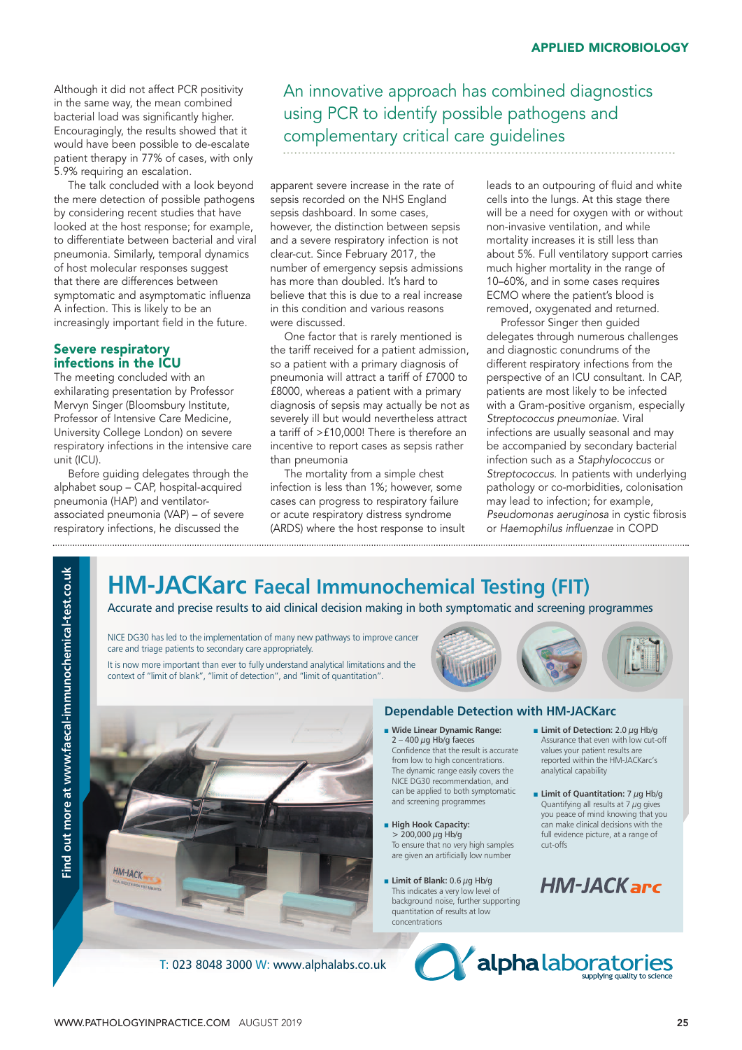Although it did not affect PCR positivity in the same way, the mean combined bacterial load was significantly higher. Encouragingly, the results showed that it would have been possible to de-escalate patient therapy in 77% of cases, with only 5.9% requiring an escalation.

The talk concluded with a look beyond the mere detection of possible pathogens by considering recent studies that have looked at the host response; for example, to differentiate between bacterial and viral pneumonia. Similarly, temporal dynamics of host molecular responses suggest that there are differences between symptomatic and asymptomatic influenza A infection. This is likely to be an increasingly important field in the future.

## Severe respiratory infections in the ICU

The meeting concluded with an exhilarating presentation by Professor Mervyn Singer (Bloomsbury Institute, Professor of Intensive Care Medicine, University College London) on severe respiratory infections in the intensive care unit (ICU).

Before guiding delegates through the alphabet soup – CAP, hospital-acquired pneumonia (HAP) and ventilator-associated pneumonia (VAP) – of severe respiratory infections, he discussed the apparent severe increase in the rate of sepsis recorded on the NHS England sepsis dashboard. In some cases, however, the distinction between sepsis and a severe respiratory infection is not clear-cut. Since February 2017, the number of emergency sepsis admissions has more than doubled. It's hard to believe that this is due to a real increase in this condition and various reasons were discussed.

> An innovative approach has combined diagnostics using PCR to identify possible pathogens and complementary critical care guidelines

One factor that is rarely mentioned is the tariff received for a patient admission, so a patient with a primary diagnosis of pneumonia will attract a tariff of £7000 to £8000, whereas a patient with a primary diagnosis of sepsis may actually be not as severely ill but would nevertheless attract a tariff of >£10,000! There is therefore an incentive to report cases as sepsis rather than pneumonia

The mortality from a simple chest infection is less than 1%; however, some cases can progress to respiratory failure or acute respiratory distress syndrome (ARDS) where the host response to insult leads to an outpouring of fluid and white cells into the lungs. At this stage there will be a need for oxygen with or without non-invasive ventilation, and while mortality increases it is still less than about 5%. Full ventilatory support carries much higher mortality in the range of 10–60%, and in some cases requires ECMO where the patient's blood is removed, oxygenated and returned.

Professor Singer then guided delegates through numerous challenges and diagnostic conundrums of the different respiratory infections from the perspective of an ICU consultant. In CAP, patients are most likely to be infected with a Gram-positive organism, especially *Streptococcus pneumoniae*. Viral infections are usually seasonal and may be accompanied by secondary bacterial infection such as a *Staphylococcus* or *Streptococcus*. In patients with underlying pathology or co-morbidities, colonisation may lead to infection; for example, *Pseudomonas aeruginosa* in cystic fibrosis or *Haemophilus influenzae* in COPD

---

# HM-JACKarc Faecal Immunochemical Testing (FIT)

Accurate and precise results to aid clinical decision making in both symptomatic and screening programmes

NICE DG30 has led to the implementation of many new pathways to improve cancer care and triage patients to secondary care appropriately.

It is now more important than ever to fully understand analytical limitations and the context of "limit of blank", "limit of detection", and "limit of quantitation".

## Dependable Detection with HM-JACKarc

- **Wide Linear Dynamic Range:** 2 – 400 µg Hb/g faeces
  Confidence that the result is accurate from low to high concentrations. The dynamic range easily covers the NICE DG30 recommendation, and can be applied to both symptomatic and screening programmes
- **High Hook Capacity:** > 200,000 µg Hb/g
  To ensure that no very high samples are given an artificially low number
- **Limit of Blank:** 0.6 µg Hb/g
  This indicates a very low level of background noise, further supporting quantitation of results at low concentrations
- **Limit of Detection:** 2.0 µg Hb/g
  Assurance that even with low cut-off values your patient results are reported within the HM-JACKarc's analytical capability
- **Limit of Quantitation:** 7 µg Hb/g
  Quantifying all results at 7 µg gives you peace of mind knowing that you can make clinical decisions with the full evidence picture, at a range of cut-offs

HM-JACKarc

Find out more at www.faecal-immunochemical-test.co.uk

T: 023 8048 3000 W: www.alphalabs.co.uk

alpha laboratories — supplying quality to science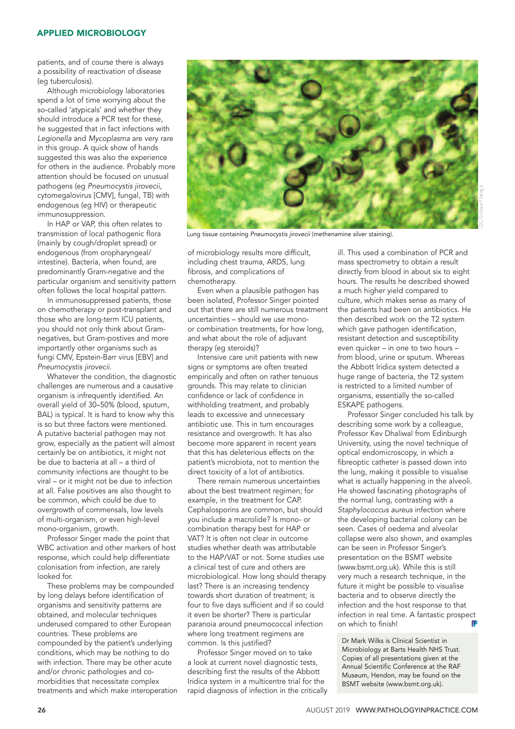patients, and of course there is always a possibility of reactivation of disease (eg tuberculosis).

Although microbiology laboratories spend a lot of time worrying about the so-called 'atypicals' and whether they should introduce a PCR test for these, he suggested that in fact infections with *Legionella* and *Mycoplasma* are very rare in this group. A quick show of hands suggested this was also the experience for others in the audience. Probably more attention should be focused on unusual pathogens (eg *Pneumocystis jirovecii*, cytomegalovirus [CMV], fungal, TB) with endogenous (eg HIV) or therapeutic immunosuppression.

In HAP or VAP, this often relates to transmission of local pathogenic flora (mainly by cough/droplet spread) or endogenous (from oropharyngeal/intestine). Bacteria, when found, are predominantly Gram-negative and the particular organism and sensitivity pattern often follows the local hospital pattern.

In immunosuppressed patients, those on chemotherapy or post-transplant and those who are long-term ICU patients, you should not only think about Gram-negatives, but Gram-postives and more importantly other organisms such as fungi CMV, Epstein-Barr virus [EBV] and *Pneumocystis jirovecii*.

Whatever the condition, the diagnostic challenges are numerous and a causative organism is infrequently identified. An overall yield of 30–50% (blood, sputum, BAL) is typical. It is hard to know why this is so but three factors were mentioned. A putative bacterial pathogen may not grow, especially as the patient will almost certainly be on antibiotics, it might not be due to bacteria at all – a third of community infections are thought to be viral – or it might not be due to infection at all. False positives are also thought to be common, which could be due to overgrowth of commensals, low levels of multi-organism, or even high-level mono-organism, growth.

Professor Singer made the point that WBC activation and other markers of host response, which could help differentiate colonisation from infection, are rarely looked for.

These problems may be compounded by long delays before identification of organisms and sensitivity patterns are obtained, and molecular techniques underused compared to other European countries. These problems are compounded by the patient's underlying conditions, which may be nothing to do with infection. There may be other acute and/or chronic pathologies and co-morbidities that necessitate complex treatments and which make interoperation of microbiology results more difficult, including chest trauma, ARDS, lung fibrosis, and complications of chemotherapy.

Lung tissue containing *Pneumocystis jirovecii* (methenamine silver staining).

Even when a plausible pathogen has been isolated, Professor Singer pointed out that there are still numerous treatment uncertainties – should we use mono- or combination treatments, for how long, and what about the role of adjuvant therapy (eg steroids)?

Intensive care unit patients with new signs or symptoms are often treated empirically and often on rather tenuous grounds. This may relate to clinician confidence or lack of confidence in withholding treatment, and probably leads to excessive and unnecessary antibiotic use. This in turn encourages resistance and overgrowth. It has also become more apparent in recent years that this has deleterious effects on the patient's microbiota, not to mention the direct toxicity of a lot of antibiotics.

There remain numerous uncertainties about the best treatment regimen; for example, in the treatment for CAP. Cephalosporins are common, but should you include a macrolide? Is mono- or combination therapy best for HAP or VAT? It is often not clear in outcome studies whether death was attributable to the HAP/VAT or not. Some studies use a clinical test of cure and others are microbiological. How long should therapy last? There is an increasing tendency towards short duration of treatment; is four to five days sufficient and if so could it even be shorter? There is particular paranoia around pneumococcal infection where long treatment regimens are common. Is this justified?

Professor Singer moved on to take a look at current novel diagnostic tests, describing first the results of the Abbott Iridica system in a multicentre trial for the rapid diagnosis of infection in the critically ill. This used a combination of PCR and mass spectrometry to obtain a result directly from blood in about six to eight hours. The results he described showed a much higher yield compared to culture, which makes sense as many of the patients had been on antibiotics. He then described work on the T2 system which gave pathogen identification, resistant detection and susceptibility even quicker – in one to two hours – from blood, urine or sputum. Whereas the Abbott Iridica system detected a huge range of bacteria, the T2 system is restricted to a limited number of organisms, essentially the so-called ESKAPE pathogens.

Professor Singer concluded his talk by describing some work by a colleague, Professor Kev Dhaliwal from Edinburgh University, using the novel technique of optical endomicroscopy, in which a fibreoptic catheter is passed down into the lung, making it possible to visualise what is actually happening in the alveoli. He showed fascinating photographs of the normal lung, contrasting with a *Staphylococcus aureus* infection where the developing bacterial colony can be seen. Cases of oedema and alveolar collapse were also shown, and examples can be seen in Professor Singer's presentation on the BSMT website (www.bsmt.org.uk). While this is still very much a research technique, in the future it might be possible to visualise bacteria and to observe directly the infection and the host response to that infection in real time. A fantastic prospect on which to finish!

*Dr Mark Wilks is Clinical Scientist in Microbiology at Barts Health NHS Trust. Copies of all presentations given at the Annual Scientific Conference at the RAF Museum, Hendon, may be found on the BSMT website (www.bsmt.org.uk).*